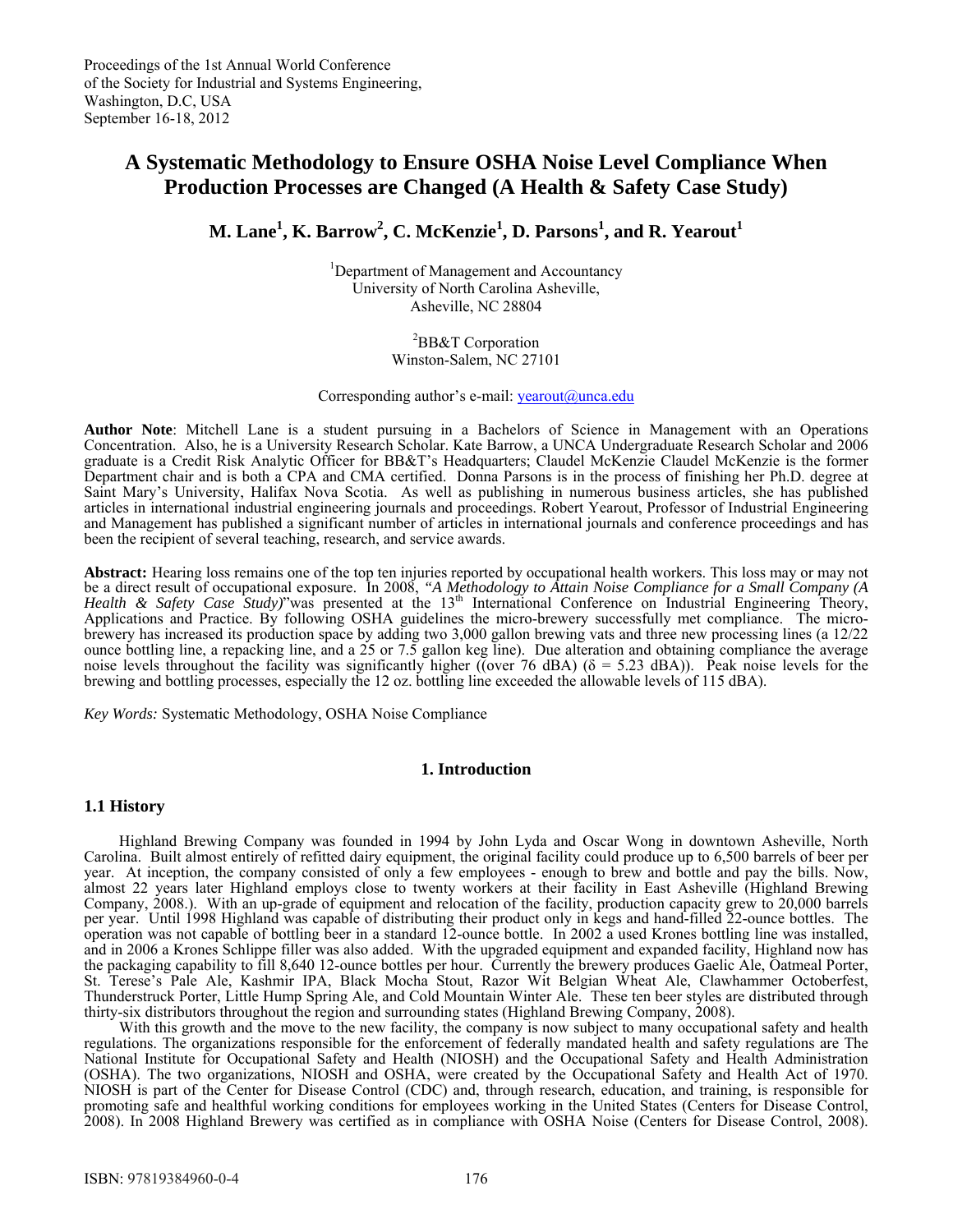Proceedings of the 1st Annual World Conference
of the Society for Industrial and Systems Engineering,
Washington, D.C, USA
September 16-18, 2012

# A Systematic Methodology to Ensure OSHA Noise Level Compliance When Production Processes are Changed (A Health & Safety Case Study)

**M. Lane[1], K. Barrow[2], C. McKenzie[1], D. Parsons[1], and R. Yearout[1]**

[1]Department of Management and Accountancy
University of North Carolina Asheville,
Asheville, NC 28804

[2]BB&T Corporation
Winston-Salem, NC 27101

Corresponding author's e-mail: yearout@unca.edu

**Author Note**: Mitchell Lane is a student pursuing in a Bachelors of Science in Management with an Operations Concentration. Also, he is a University Research Scholar. Kate Barrow, a UNCA Undergraduate Research Scholar and 2006 graduate is a Credit Risk Analytic Officer for BB&T's Headquarters; Claudel McKenzie Claudel McKenzie is the former Department chair and is both a CPA and CMA certified. Donna Parsons is in the process of finishing her Ph.D. degree at Saint Mary's University, Halifax Nova Scotia. As well as publishing in numerous business articles, she has published articles in international industrial engineering journals and proceedings. Robert Yearout, Professor of Industrial Engineering and Management has published a significant number of articles in international journals and conference proceedings and has been the recipient of several teaching, research, and service awards.

**Abstract:** Hearing loss remains one of the top ten injuries reported by occupational health workers. This loss may or may not be a direct result of occupational exposure. In 2008, *"A Methodology to Attain Noise Compliance for a Small Company (A Health & Safety Case Study)*"was presented at the 13th International Conference on Industrial Engineering Theory, Applications and Practice. By following OSHA guidelines the micro-brewery successfully met compliance. The micro-brewery has increased its production space by adding two 3,000 gallon brewing vats and three new processing lines (a 12/22 ounce bottling line, a repacking line, and a 25 or 7.5 gallon keg line). Due alteration and obtaining compliance the average noise levels throughout the facility was significantly higher ((over 76 dBA) ($\delta$ = 5.23 dBA)). Peak noise levels for the brewing and bottling processes, especially the 12 oz. bottling line exceeded the allowable levels of 115 dBA).

*Key Words:* Systematic Methodology, OSHA Noise Compliance

## 1. Introduction

### 1.1 History

Highland Brewing Company was founded in 1994 by John Lyda and Oscar Wong in downtown Asheville, North Carolina. Built almost entirely of refitted dairy equipment, the original facility could produce up to 6,500 barrels of beer per year. At inception, the company consisted of only a few employees - enough to brew and bottle and pay the bills. Now, almost 22 years later Highland employs close to twenty workers at their facility in East Asheville (Highland Brewing Company, 2008.). With an up-grade of equipment and relocation of the facility, production capacity grew to 20,000 barrels per year. Until 1998 Highland was capable of distributing their product only in kegs and hand-filled 22-ounce bottles. The operation was not capable of bottling beer in a standard 12-ounce bottle. In 2002 a used Krones bottling line was installed, and in 2006 a Krones Schlippe filler was also added. With the upgraded equipment and expanded facility, Highland now has the packaging capability to fill 8,640 12-ounce bottles per hour. Currently the brewery produces Gaelic Ale, Oatmeal Porter, St. Terese's Pale Ale, Kashmir IPA, Black Mocha Stout, Razor Wit Belgian Wheat Ale, Clawhammer Octoberfest, Thunderstruck Porter, Little Hump Spring Ale, and Cold Mountain Winter Ale. These ten beer styles are distributed through thirty-six distributors throughout the region and surrounding states (Highland Brewing Company, 2008).

With this growth and the move to the new facility, the company is now subject to many occupational safety and health regulations. The organizations responsible for the enforcement of federally mandated health and safety regulations are The National Institute for Occupational Safety and Health (NIOSH) and the Occupational Safety and Health Administration (OSHA). The two organizations, NIOSH and OSHA, were created by the Occupational Safety and Health Act of 1970. NIOSH is part of the Center for Disease Control (CDC) and, through research, education, and training, is responsible for promoting safe and healthful working conditions for employees working in the United States (Centers for Disease Control, 2008). In 2008 Highland Brewery was certified as in compliance with OSHA Noise (Centers for Disease Control, 2008).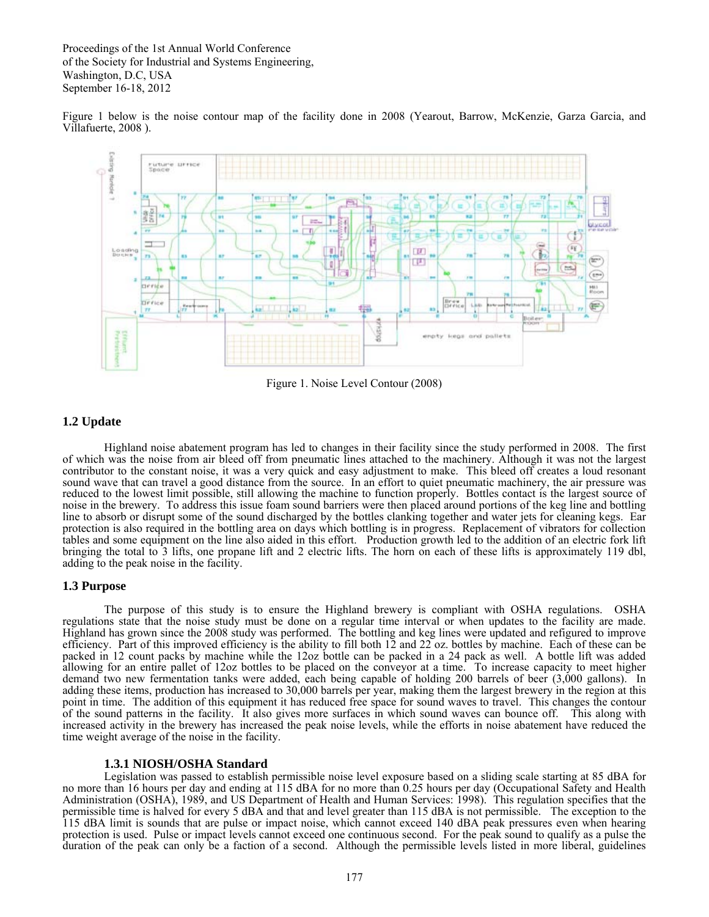Figure 1 below is the noise contour map of the facility done in 2008 (Yearout, Barrow, McKenzie, Garza Garcia, and Villafuerte, 2008 ).

Figure 1. Noise Level Contour (2008)

## 1.2 Update

Highland noise abatement program has led to changes in their facility since the study performed in 2008. The first of which was the noise from air bleed off from pneumatic lines attached to the machinery. Although it was not the largest contributor to the constant noise, it was a very quick and easy adjustment to make. This bleed off creates a loud resonant sound wave that can travel a good distance from the source. In an effort to quiet pneumatic machinery, the air pressure was reduced to the lowest limit possible, still allowing the machine to function properly. Bottles contact is the largest source of noise in the brewery. To address this issue foam sound barriers were then placed around portions of the keg line and bottling line to absorb or disrupt some of the sound discharged by the bottles clanking together and water jets for cleaning kegs. Ear protection is also required in the bottling area on days which bottling is in progress. Replacement of vibrators for collection tables and some equipment on the line also aided in this effort. Production growth led to the addition of an electric fork lift bringing the total to 3 lifts, one propane lift and 2 electric lifts. The horn on each of these lifts is approximately 119 dbl, adding to the peak noise in the facility.

## 1.3 Purpose

The purpose of this study is to ensure the Highland brewery is compliant with OSHA regulations. OSHA regulations state that the noise study must be done on a regular time interval or when updates to the facility are made. Highland has grown since the 2008 study was performed. The bottling and keg lines were updated and refigured to improve efficiency. Part of this improved efficiency is the ability to fill both 12 and 22 oz. bottles by machine. Each of these can be packed in 12 count packs by machine while the 12oz bottle can be packed in a 24 pack as well. A bottle lift was added allowing for an entire pallet of 12oz bottles to be placed on the conveyor at a time. To increase capacity to meet higher demand two new fermentation tanks were added, each being capable of holding 200 barrels of beer (3,000 gallons). In adding these items, production has increased to 30,000 barrels per year, making them the largest brewery in the region at this point in time. The addition of this equipment it has reduced free space for sound waves to travel. This changes the contour of the sound patterns in the facility. It also gives more surfaces in which sound waves can bounce off. This along with increased activity in the brewery has increased the peak noise levels, while the efforts in noise abatement have reduced the time weight average of the noise in the facility.

### 1.3.1 NIOSH/OSHA Standard

Legislation was passed to establish permissible noise level exposure based on a sliding scale starting at 85 dBA for no more than 16 hours per day and ending at 115 dBA for no more than 0.25 hours per day (Occupational Safety and Health Administration (OSHA), 1989, and US Department of Health and Human Services: 1998). This regulation specifies that the permissible time is halved for every 5 dBA and that and level greater than 115 dBA is not permissible. The exception to the 115 dBA limit is sounds that are pulse or impact noise, which cannot exceed 140 dBA peak pressures even when hearing protection is used. Pulse or impact levels cannot exceed one continuous second. For the peak sound to qualify as a pulse the duration of the peak can only be a faction of a second. Although the permissible levels listed in more liberal, guidelines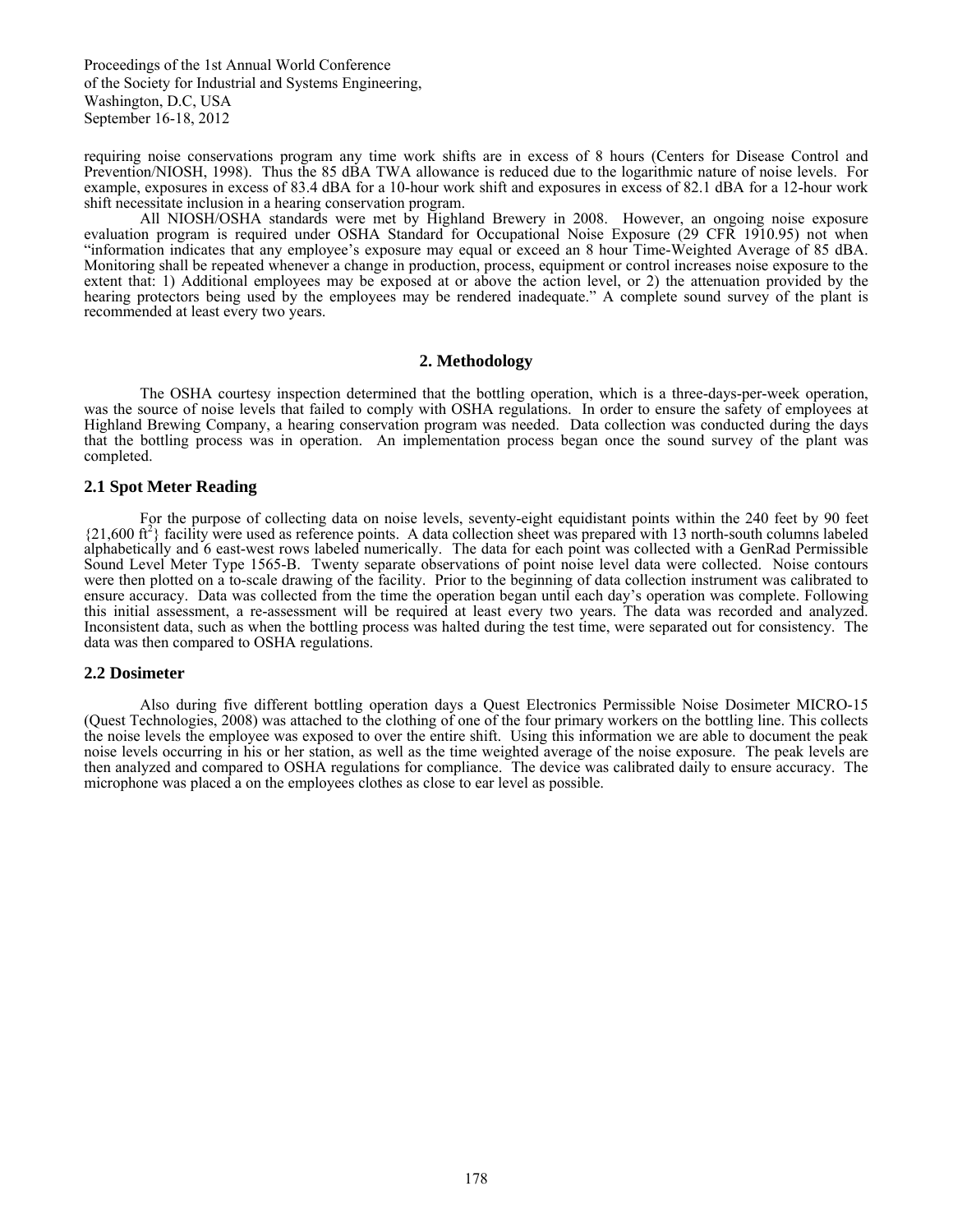requiring noise conservations program any time work shifts are in excess of 8 hours (Centers for Disease Control and Prevention/NIOSH, 1998). Thus the 85 dBA TWA allowance is reduced due to the logarithmic nature of noise levels. For example, exposures in excess of 83.4 dBA for a 10-hour work shift and exposures in excess of 82.1 dBA for a 12-hour work shift necessitate inclusion in a hearing conservation program.

All NIOSH/OSHA standards were met by Highland Brewery in 2008. However, an ongoing noise exposure evaluation program is required under OSHA Standard for Occupational Noise Exposure (29 CFR 1910.95) not when "information indicates that any employee's exposure may equal or exceed an 8 hour Time-Weighted Average of 85 dBA. Monitoring shall be repeated whenever a change in production, process, equipment or control increases noise exposure to the extent that: 1) Additional employees may be exposed at or above the action level, or 2) the attenuation provided by the hearing protectors being used by the employees may be rendered inadequate." A complete sound survey of the plant is recommended at least every two years.

## 2. Methodology

The OSHA courtesy inspection determined that the bottling operation, which is a three-days-per-week operation, was the source of noise levels that failed to comply with OSHA regulations. In order to ensure the safety of employees at Highland Brewing Company, a hearing conservation program was needed. Data collection was conducted during the days that the bottling process was in operation. An implementation process began once the sound survey of the plant was completed.

### 2.1 Spot Meter Reading

For the purpose of collecting data on noise levels, seventy-eight equidistant points within the 240 feet by 90 feet {21,600 $ft^2$} facility were used as reference points. A data collection sheet was prepared with 13 north-south columns labeled alphabetically and 6 east-west rows labeled numerically. The data for each point was collected with a GenRad Permissible Sound Level Meter Type 1565-B. Twenty separate observations of point noise level data were collected. Noise contours were then plotted on a to-scale drawing of the facility. Prior to the beginning of data collection instrument was calibrated to ensure accuracy. Data was collected from the time the operation began until each day's operation was complete. Following this initial assessment, a re-assessment will be required at least every two years. The data was recorded and analyzed. Inconsistent data, such as when the bottling process was halted during the test time, were separated out for consistency. The data was then compared to OSHA regulations.

### 2.2 Dosimeter

Also during five different bottling operation days a Quest Electronics Permissible Noise Dosimeter MICRO-15 (Quest Technologies, 2008) was attached to the clothing of one of the four primary workers on the bottling line. This collects the noise levels the employee was exposed to over the entire shift. Using this information we are able to document the peak noise levels occurring in his or her station, as well as the time weighted average of the noise exposure. The peak levels are then analyzed and compared to OSHA regulations for compliance. The device was calibrated daily to ensure accuracy. The microphone was placed a on the employees clothes as close to ear level as possible.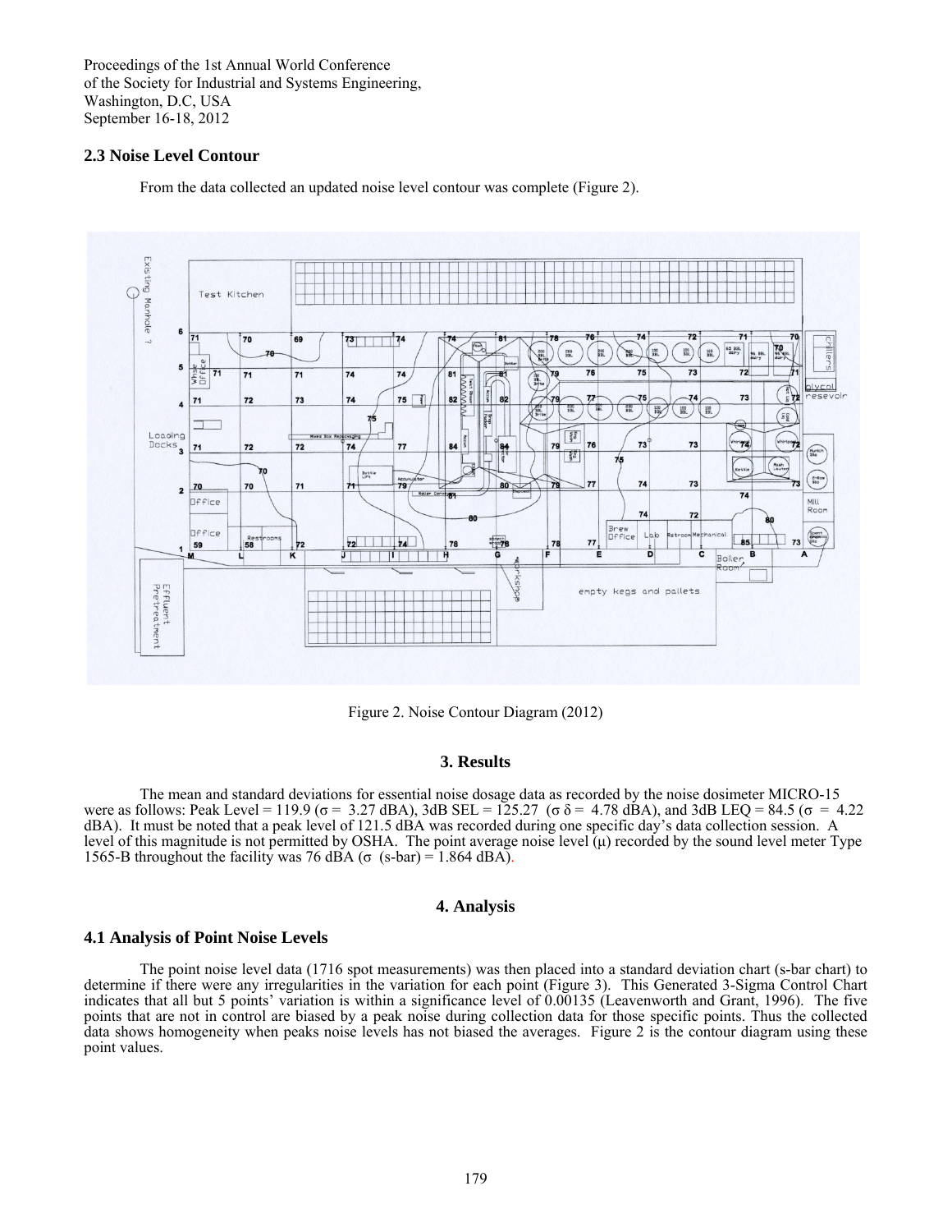## 2.3 Noise Level Contour

From the data collected an updated noise level contour was complete (Figure 2).

Figure 2. Noise Contour Diagram (2012)

## 3. Results

The mean and standard deviations for essential noise dosage data as recorded by the noise dosimeter MICRO-15 were as follows: Peak Level = 119.9 ($\sigma$ = 3.27 dBA), 3dB SEL = 125.27 ($\sigma$ $\delta$ = 4.78 dBA), and 3dB LEQ = 84.5 ($\sigma$ = 4.22 dBA). It must be noted that a peak level of 121.5 dBA was recorded during one specific day's data collection session. A level of this magnitude is not permitted by OSHA. The point average noise level ($\mu$) recorded by the sound level meter Type 1565-B throughout the facility was 76 dBA ($\sigma$ (s-bar) = 1.864 dBA).

## 4. Analysis

### 4.1 Analysis of Point Noise Levels

The point noise level data (1716 spot measurements) was then placed into a standard deviation chart (s-bar chart) to determine if there were any irregularities in the variation for each point (Figure 3). This Generated 3-Sigma Control Chart indicates that all but 5 points' variation is within a significance level of 0.00135 (Leavenworth and Grant, 1996). The five points that are not in control are biased by a peak noise during collection data for those specific points. Thus the collected data shows homogeneity when peaks noise levels has not biased the averages. Figure 2 is the contour diagram using these point values.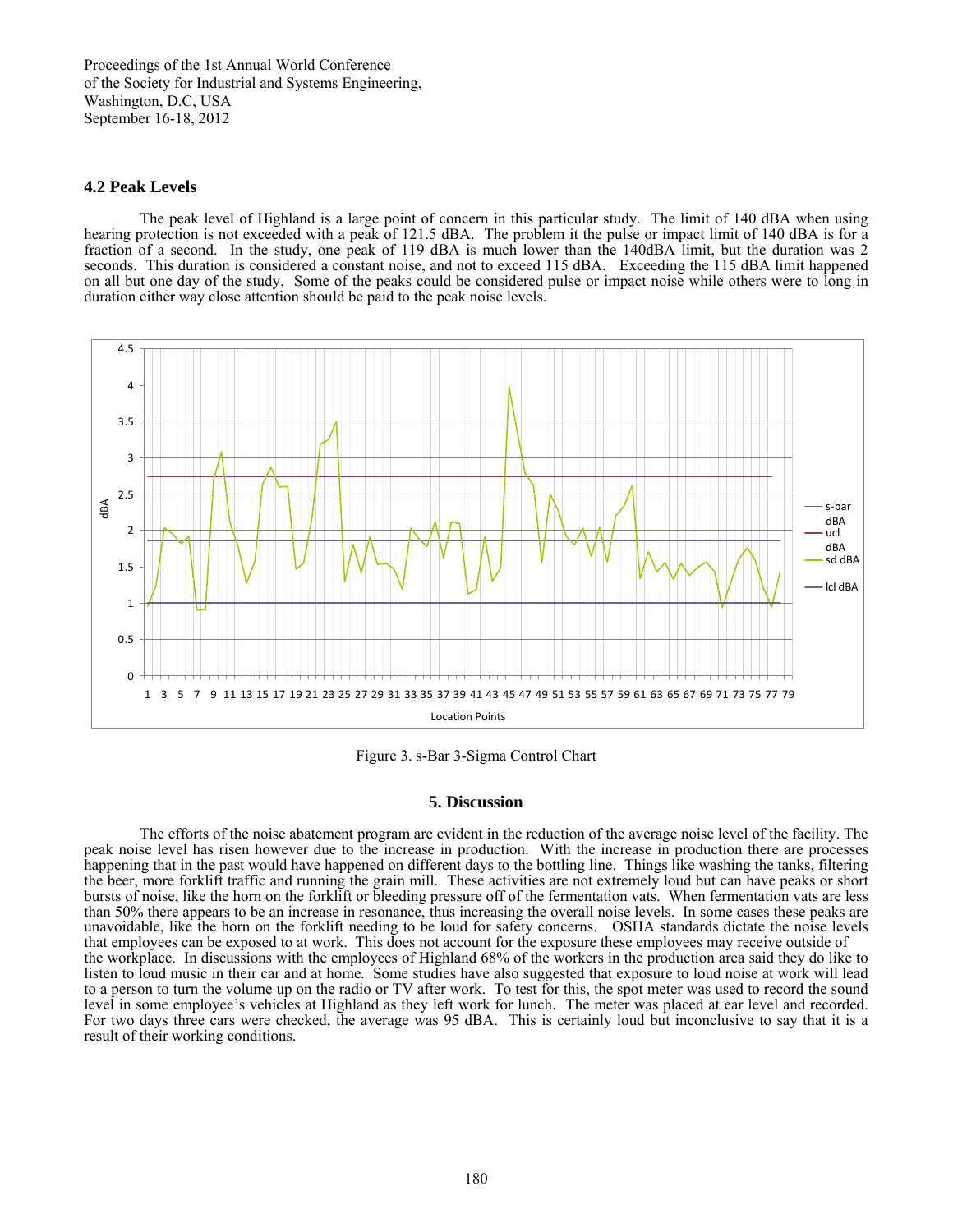### 4.2 Peak Levels

The peak level of Highland is a large point of concern in this particular study. The limit of 140 dBA when using hearing protection is not exceeded with a peak of 121.5 dBA. The problem it the pulse or impact limit of 140 dBA is for a fraction of a second. In the study, one peak of 119 dBA is much lower than the 140dBA limit, but the duration was 2 seconds. This duration is considered a constant noise, and not to exceed 115 dBA. Exceeding the 115 dBA limit happened on all but one day of the study. Some of the peaks could be considered pulse or impact noise while others were to long in duration either way close attention should be paid to the peak noise levels.

Figure 3. s-Bar 3-Sigma Control Chart

## 5. Discussion

The efforts of the noise abatement program are evident in the reduction of the average noise level of the facility. The peak noise level has risen however due to the increase in production. With the increase in production there are processes happening that in the past would have happened on different days to the bottling line. Things like washing the tanks, filtering the beer, more forklift traffic and running the grain mill. These activities are not extremely loud but can have peaks or short bursts of noise, like the horn on the forklift or bleeding pressure off of the fermentation vats. When fermentation vats are less than 50% there appears to be an increase in resonance, thus increasing the overall noise levels. In some cases these peaks are unavoidable, like the horn on the forklift needing to be loud for safety concerns. OSHA standards dictate the noise levels that employees can be exposed to at work. This does not account for the exposure these employees may receive outside of the workplace. In discussions with the employees of Highland 68% of the workers in the production area said they do like to listen to loud music in their car and at home. Some studies have also suggested that exposure to loud noise at work will lead to a person to turn the volume up on the radio or TV after work. To test for this, the spot meter was used to record the sound level in some employee's vehicles at Highland as they left work for lunch. The meter was placed at ear level and recorded. For two days three cars were checked, the average was 95 dBA. This is certainly loud but inconclusive to say that it is a result of their working conditions.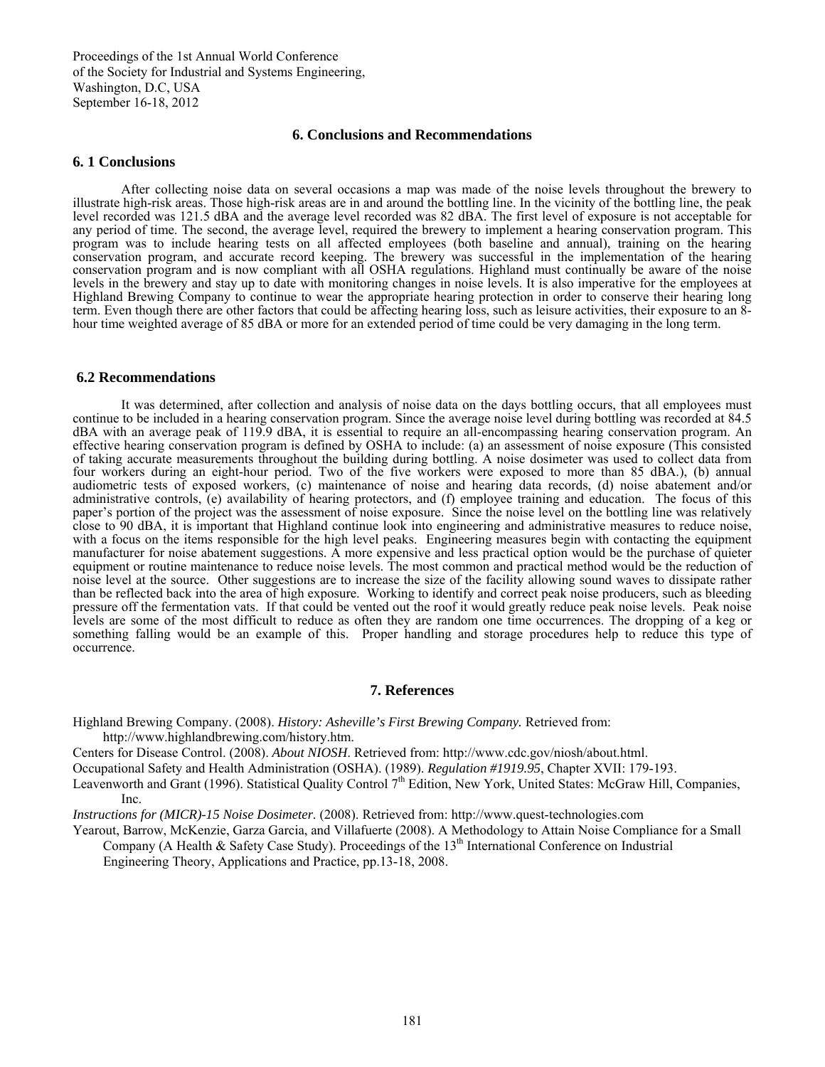## 6. Conclusions and Recommendations

### 6. 1 Conclusions

After collecting noise data on several occasions a map was made of the noise levels throughout the brewery to illustrate high-risk areas. Those high-risk areas are in and around the bottling line. In the vicinity of the bottling line, the peak level recorded was 121.5 dBA and the average level recorded was 82 dBA. The first level of exposure is not acceptable for any period of time. The second, the average level, required the brewery to implement a hearing conservation program. This program was to include hearing tests on all affected employees (both baseline and annual), training on the hearing conservation program, and accurate record keeping. The brewery was successful in the implementation of the hearing conservation program and is now compliant with all OSHA regulations. Highland must continually be aware of the noise levels in the brewery and stay up to date with monitoring changes in noise levels. It is also imperative for the employees at Highland Brewing Company to continue to wear the appropriate hearing protection in order to conserve their hearing long term. Even though there are other factors that could be affecting hearing loss, such as leisure activities, their exposure to an 8-hour time weighted average of 85 dBA or more for an extended period of time could be very damaging in the long term.

### 6.2 Recommendations

It was determined, after collection and analysis of noise data on the days bottling occurs, that all employees must continue to be included in a hearing conservation program. Since the average noise level during bottling was recorded at 84.5 dBA with an average peak of 119.9 dBA, it is essential to require an all-encompassing hearing conservation program. An effective hearing conservation program is defined by OSHA to include: (a) an assessment of noise exposure (This consisted of taking accurate measurements throughout the building during bottling. A noise dosimeter was used to collect data from four workers during an eight-hour period. Two of the five workers were exposed to more than 85 dBA.), (b) annual audiometric tests of exposed workers, (c) maintenance of noise and hearing data records, (d) noise abatement and/or administrative controls, (e) availability of hearing protectors, and (f) employee training and education. The focus of this paper's portion of the project was the assessment of noise exposure. Since the noise level on the bottling line was relatively close to 90 dBA, it is important that Highland continue look into engineering and administrative measures to reduce noise, with a focus on the items responsible for the high level peaks. Engineering measures begin with contacting the equipment manufacturer for noise abatement suggestions. A more expensive and less practical option would be the purchase of quieter equipment or routine maintenance to reduce noise levels. The most common and practical method would be the reduction of noise level at the source. Other suggestions are to increase the size of the facility allowing sound waves to dissipate rather than be reflected back into the area of high exposure. Working to identify and correct peak noise producers, such as bleeding pressure off the fermentation vats. If that could be vented out the roof it would greatly reduce peak noise levels. Peak noise levels are some of the most difficult to reduce as often they are random one time occurrences. The dropping of a keg or something falling would be an example of this. Proper handling and storage procedures help to reduce this type of occurrence.

## 7. References

Highland Brewing Company. (2008). *History: Asheville's First Brewing Company.* Retrieved from: http://www.highlandbrewing.com/history.htm.

Centers for Disease Control. (2008). *About NIOSH*. Retrieved from: http://www.cdc.gov/niosh/about.html.

Occupational Safety and Health Administration (OSHA). (1989). *Regulation #1919.95*, Chapter XVII: 179-193.

Leavenworth and Grant (1996). Statistical Quality Control 7th Edition, New York, United States: McGraw Hill, Companies, Inc.

*Instructions for (MICR)-15 Noise Dosimeter*. (2008). Retrieved from: http://www.quest-technologies.com

Yearout, Barrow, McKenzie, Garza Garcia, and Villafuerte (2008). A Methodology to Attain Noise Compliance for a Small Company (A Health & Safety Case Study). Proceedings of the 13th International Conference on Industrial Engineering Theory, Applications and Practice, pp.13-18, 2008.